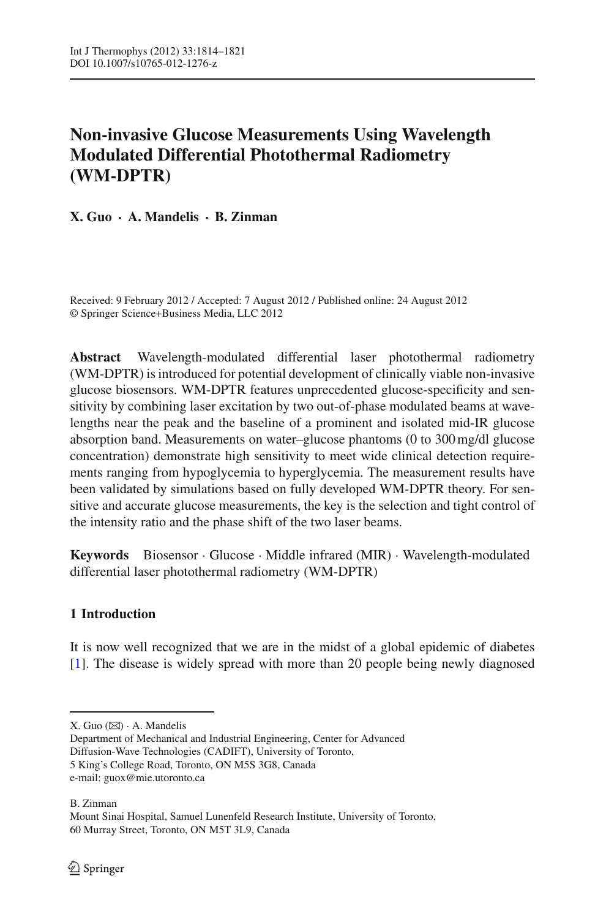# Non-invasive Glucose Measurements Using Wavelength Modulated Differential Photothermal Radiometry (WM-DPTR)

**X. Guo · A. Mandelis · B. Zinman**

Received: 9 February 2012 / Accepted: 7 August 2012 / Published online: 24 August 2012
© Springer Science+Business Media, LLC 2012

**Abstract** Wavelength-modulated differential laser photothermal radiometry (WM-DPTR) is introduced for potential development of clinically viable non-invasive glucose biosensors. WM-DPTR features unprecedented glucose-specificity and sensitivity by combining laser excitation by two out-of-phase modulated beams at wavelengths near the peak and the baseline of a prominent and isolated mid-IR glucose absorption band. Measurements on water–glucose phantoms (0 to 300 mg/dl glucose concentration) demonstrate high sensitivity to meet wide clinical detection requirements ranging from hypoglycemia to hyperglycemia. The measurement results have been validated by simulations based on fully developed WM-DPTR theory. For sensitive and accurate glucose measurements, the key is the selection and tight control of the intensity ratio and the phase shift of the two laser beams.

**Keywords** Biosensor · Glucose · Middle infrared (MIR) · Wavelength-modulated differential laser photothermal radiometry (WM-DPTR)

## 1 Introduction

It is now well recognized that we are in the midst of a global epidemic of diabetes [1]. The disease is widely spread with more than 20 people being newly diagnosed

---

X. Guo (✉) · A. Mandelis
Department of Mechanical and Industrial Engineering, Center for Advanced Diffusion-Wave Technologies (CADIFT), University of Toronto,
5 King's College Road, Toronto, ON M5S 3G8, Canada
e-mail: guox@mie.utoronto.ca

B. Zinman
Mount Sinai Hospital, Samuel Lunenfeld Research Institute, University of Toronto,
60 Murray Street, Toronto, ON M5T 3L9, Canada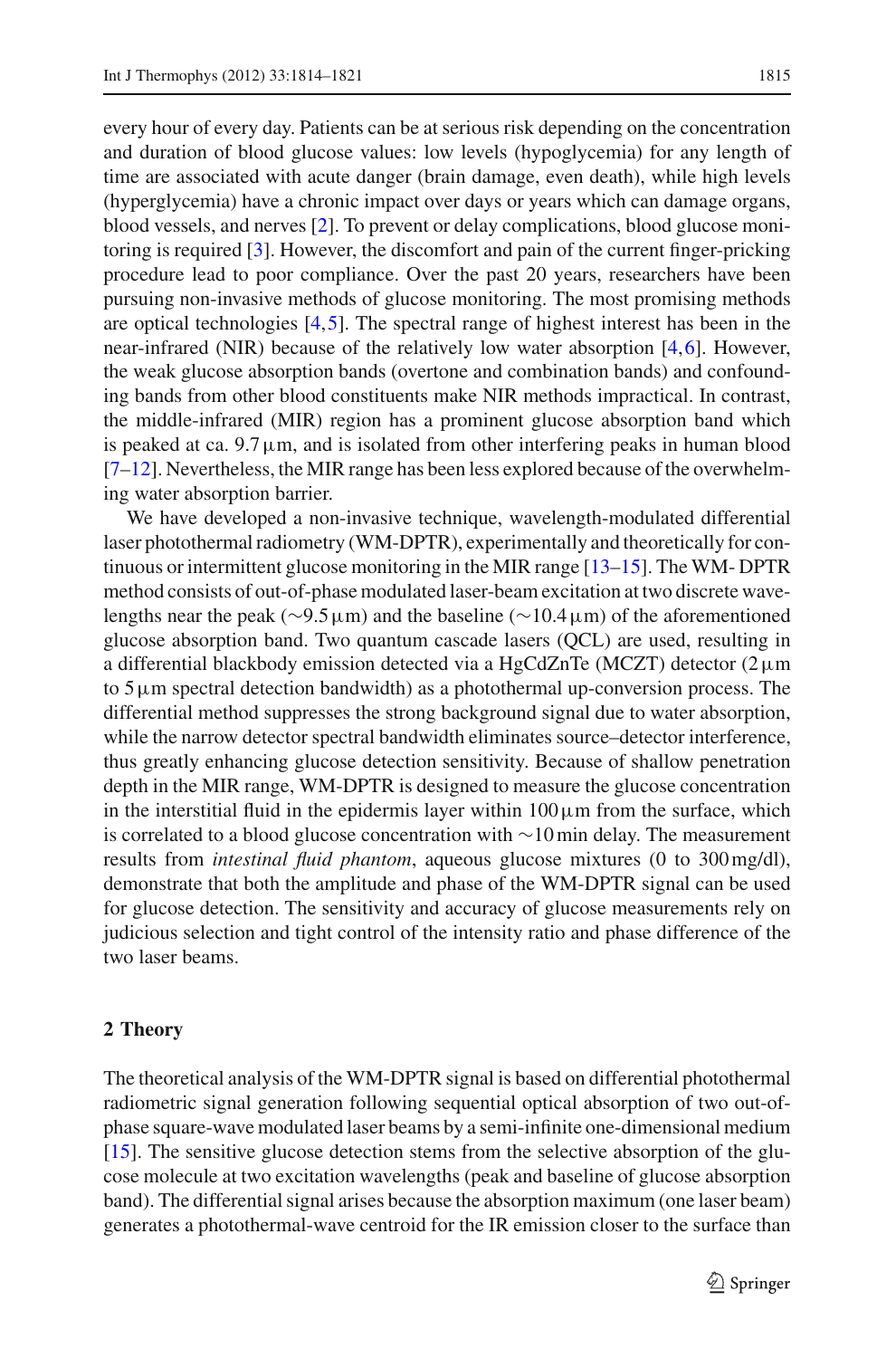every hour of every day. Patients can be at serious risk depending on the concentration and duration of blood glucose values: low levels (hypoglycemia) for any length of time are associated with acute danger (brain damage, even death), while high levels (hyperglycemia) have a chronic impact over days or years which can damage organs, blood vessels, and nerves [2]. To prevent or delay complications, blood glucose monitoring is required [3]. However, the discomfort and pain of the current finger-pricking procedure lead to poor compliance. Over the past 20 years, researchers have been pursuing non-invasive methods of glucose monitoring. The most promising methods are optical technologies [4,5]. The spectral range of highest interest has been in the near-infrared (NIR) because of the relatively low water absorption [4,6]. However, the weak glucose absorption bands (overtone and combination bands) and confounding bands from other blood constituents make NIR methods impractical. In contrast, the middle-infrared (MIR) region has a prominent glucose absorption band which is peaked at ca. 9.7 µm, and is isolated from other interfering peaks in human blood [7–12]. Nevertheless, the MIR range has been less explored because of the overwhelming water absorption barrier.

We have developed a non-invasive technique, wavelength-modulated differential laser photothermal radiometry (WM-DPTR), experimentally and theoretically for continuous or intermittent glucose monitoring in the MIR range [13–15]. The WM- DPTR method consists of out-of-phase modulated laser-beam excitation at two discrete wavelengths near the peak (~9.5 µm) and the baseline (~10.4 µm) of the aforementioned glucose absorption band. Two quantum cascade lasers (QCL) are used, resulting in a differential blackbody emission detected via a HgCdZnTe (MCZT) detector (2 µm to 5 µm spectral detection bandwidth) as a photothermal up-conversion process. The differential method suppresses the strong background signal due to water absorption, while the narrow detector spectral bandwidth eliminates source–detector interference, thus greatly enhancing glucose detection sensitivity. Because of shallow penetration depth in the MIR range, WM-DPTR is designed to measure the glucose concentration in the interstitial fluid in the epidermis layer within 100 µm from the surface, which is correlated to a blood glucose concentration with ~10 min delay. The measurement results from *intestinal fluid phantom*, aqueous glucose mixtures (0 to 300 mg/dl), demonstrate that both the amplitude and phase of the WM-DPTR signal can be used for glucose detection. The sensitivity and accuracy of glucose measurements rely on judicious selection and tight control of the intensity ratio and phase difference of the two laser beams.

## 2 Theory

The theoretical analysis of the WM-DPTR signal is based on differential photothermal radiometric signal generation following sequential optical absorption of two out-of-phase square-wave modulated laser beams by a semi-infinite one-dimensional medium [15]. The sensitive glucose detection stems from the selective absorption of the glucose molecule at two excitation wavelengths (peak and baseline of glucose absorption band). The differential signal arises because the absorption maximum (one laser beam) generates a photothermal-wave centroid for the IR emission closer to the surface than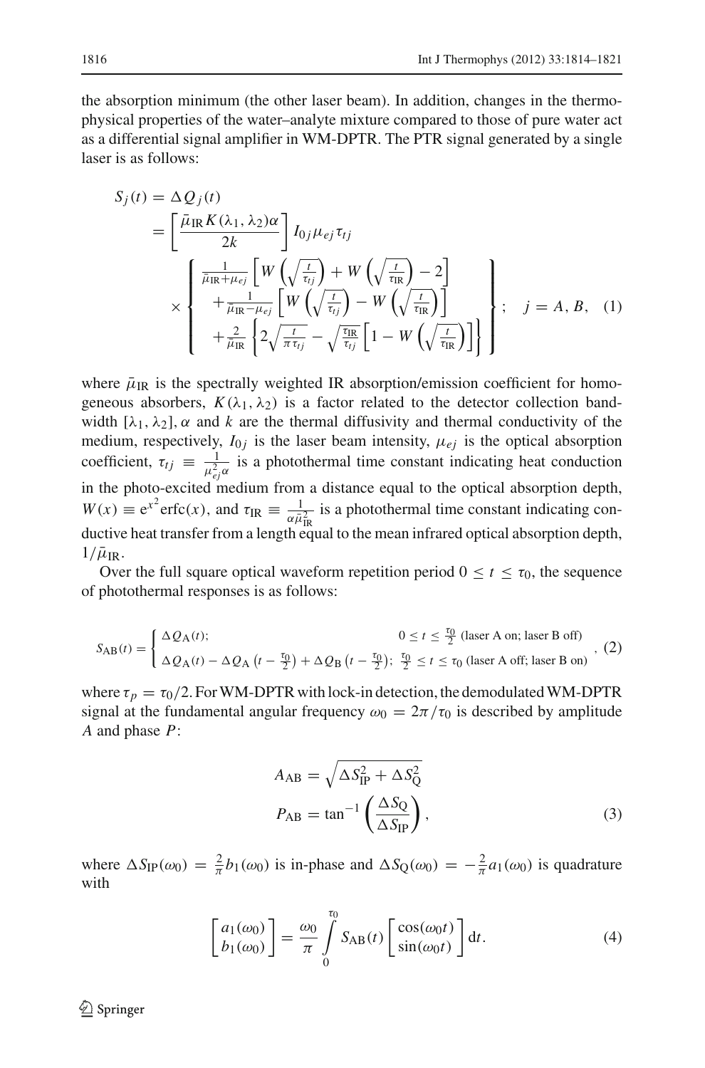the absorption minimum (the other laser beam). In addition, changes in the thermophysical properties of the water–analyte mixture compared to those of pure water act as a differential signal amplifier in WM-DPTR. The PTR signal generated by a single laser is as follows:

$$
\begin{aligned}
S_j(t) &= \Delta Q_j(t) \\
&= \left[\frac{\bar{\mu}_{\mathrm{IR}} K(\lambda_1,\lambda_2)\alpha}{2k}\right] I_{0j}\mu_{ej}\tau_{tj} \\
&\quad \times \left\{
\begin{array}{l}
\frac{1}{\bar{\mu}_{\mathrm{IR}}+\mu_{ej}}\left[W\left(\sqrt{\frac{t}{\tau_{tj}}}\right)+W\left(\sqrt{\frac{t}{\tau_{\mathrm{IR}}}}\right)-2\right] \\
+\frac{1}{\bar{\mu}_{\mathrm{IR}}-\mu_{ej}}\left[W\left(\sqrt{\frac{t}{\tau_{tj}}}\right)-W\left(\sqrt{\frac{t}{\tau_{\mathrm{IR}}}}\right)\right] \\
+\frac{2}{\bar{\mu}_{\mathrm{IR}}}\left\{2\sqrt{\frac{t}{\pi\tau_{tj}}}-\sqrt{\frac{\tau_{\mathrm{IR}}}{\tau_{tj}}}\left[1-W\left(\sqrt{\frac{t}{\tau_{\mathrm{IR}}}}\right)\right]\right\}
\end{array}
\right\}; \quad j = A, B, \quad (1)
\end{aligned}
$$

where $\bar{\mu}_{\mathrm{IR}}$ is the spectrally weighted IR absorption/emission coefficient for homogeneous absorbers, $K(\lambda_1, \lambda_2)$ is a factor related to the detector collection bandwidth $[\lambda_1, \lambda_2]$, $\alpha$ and $k$ are the thermal diffusivity and thermal conductivity of the medium, respectively, $I_{0j}$ is the laser beam intensity, $\mu_{ej}$ is the optical absorption coefficient, $\tau_{tj} \equiv \frac{1}{\mu_{ej}^2\alpha}$ is a photothermal time constant indicating heat conduction in the photo-excited medium from a distance equal to the optical absorption depth, $W(x) \equiv e^{x^2}\mathrm{erfc}(x)$, and $\tau_{\mathrm{IR}} \equiv \frac{1}{\alpha\bar{\mu}_{\mathrm{IR}}^2}$ is a photothermal time constant indicating conductive heat transfer from a length equal to the mean infrared optical absorption depth, $1/\bar{\mu}_{\mathrm{IR}}$.

Over the full square optical waveform repetition period $0 \le t \le \tau_0$, the sequence of photothermal responses is as follows:

$$
S_{\mathrm{AB}}(t) = \begin{cases} \Delta Q_{\mathrm{A}}(t); & 0 \le t \le \frac{\tau_0}{2} \text{ (laser A on; laser B off)} \\ \Delta Q_{\mathrm{A}}(t) - \Delta Q_{\mathrm{A}}\left(t-\frac{\tau_0}{2}\right) + \Delta Q_{\mathrm{B}}\left(t-\frac{\tau_0}{2}\right); & \frac{\tau_0}{2} \le t \le \tau_0 \text{ (laser A off; laser B on)} \end{cases}, \quad (2)
$$

where $\tau_p = \tau_0/2$. For WM-DPTR with lock-in detection, the demodulated WM-DPTR signal at the fundamental angular frequency $\omega_0 = 2\pi/\tau_0$ is described by amplitude $A$ and phase $P$:

$$
\begin{aligned}
A_{\mathrm{AB}} &= \sqrt{\Delta S_{\mathrm{IP}}^2 + \Delta S_{\mathrm{Q}}^2} \\
P_{\mathrm{AB}} &= \tan^{-1}\left(\frac{\Delta S_{\mathrm{Q}}}{\Delta S_{\mathrm{IP}}}\right),
\end{aligned} \quad (3)
$$

where $\Delta S_{\mathrm{IP}}(\omega_0) = \frac{2}{\pi}b_1(\omega_0)$ is in-phase and $\Delta S_{\mathrm{Q}}(\omega_0) = -\frac{2}{\pi}a_1(\omega_0)$ is quadrature with

$$
\begin{bmatrix} a_1(\omega_0) \\ b_1(\omega_0) \end{bmatrix} = \frac{\omega_0}{\pi}\int_0^{\tau_0} S_{\mathrm{AB}}(t)\begin{bmatrix} \cos(\omega_0 t) \\ \sin(\omega_0 t) \end{bmatrix} \mathrm{d}t. \quad (4)
$$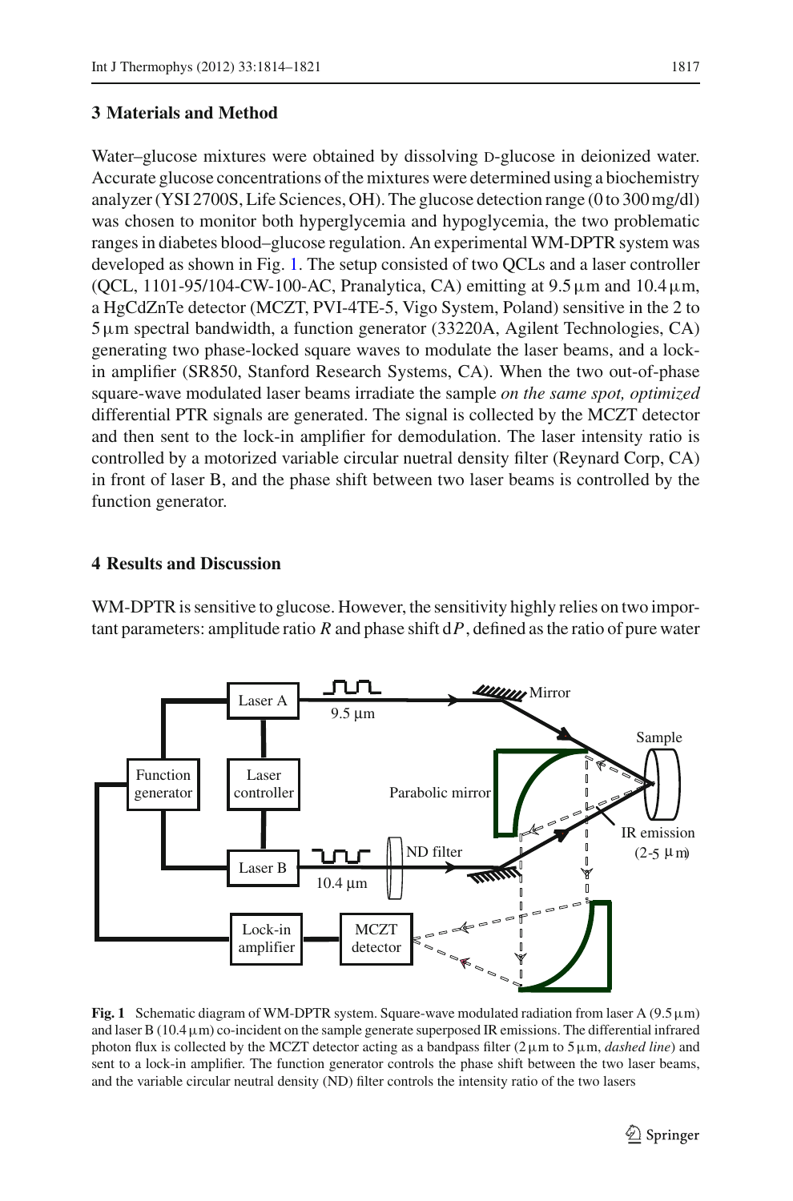## 3 Materials and Method

Water–glucose mixtures were obtained by dissolving D-glucose in deionized water. Accurate glucose concentrations of the mixtures were determined using a biochemistry analyzer (YSI 2700S, Life Sciences, OH). The glucose detection range (0 to 300 mg/dl) was chosen to monitor both hyperglycemia and hypoglycemia, the two problematic ranges in diabetes blood–glucose regulation. An experimental WM-DPTR system was developed as shown in Fig. 1. The setup consisted of two QCLs and a laser controller (QCL, 1101-95/104-CW-100-AC, Pranalytica, CA) emitting at 9.5 μm and 10.4 μm, a HgCdZnTe detector (MCZT, PVI-4TE-5, Vigo System, Poland) sensitive in the 2 to 5 μm spectral bandwidth, a function generator (33220A, Agilent Technologies, CA) generating two phase-locked square waves to modulate the laser beams, and a lock-in amplifier (SR850, Stanford Research Systems, CA). When the two out-of-phase square-wave modulated laser beams irradiate the sample *on the same spot, optimized* differential PTR signals are generated. The signal is collected by the MCZT detector and then sent to the lock-in amplifier for demodulation. The laser intensity ratio is controlled by a motorized variable circular nuetral density filter (Reynard Corp, CA) in front of laser B, and the phase shift between two laser beams is controlled by the function generator.

## 4 Results and Discussion

WM-DPTR is sensitive to glucose. However, the sensitivity highly relies on two important parameters: amplitude ratio $R$ and phase shift $\mathrm{d}P$, defined as the ratio of pure water

**Fig. 1** Schematic diagram of WM-DPTR system. Square-wave modulated radiation from laser A (9.5 μm) and laser B (10.4 μm) co-incident on the sample generate superposed IR emissions. The differential infrared photon flux is collected by the MCZT detector acting as a bandpass filter (2 μm to 5 μm, *dashed line*) and sent to a lock-in amplifier. The function generator controls the phase shift between the two laser beams, and the variable circular neutral density (ND) filter controls the intensity ratio of the two lasers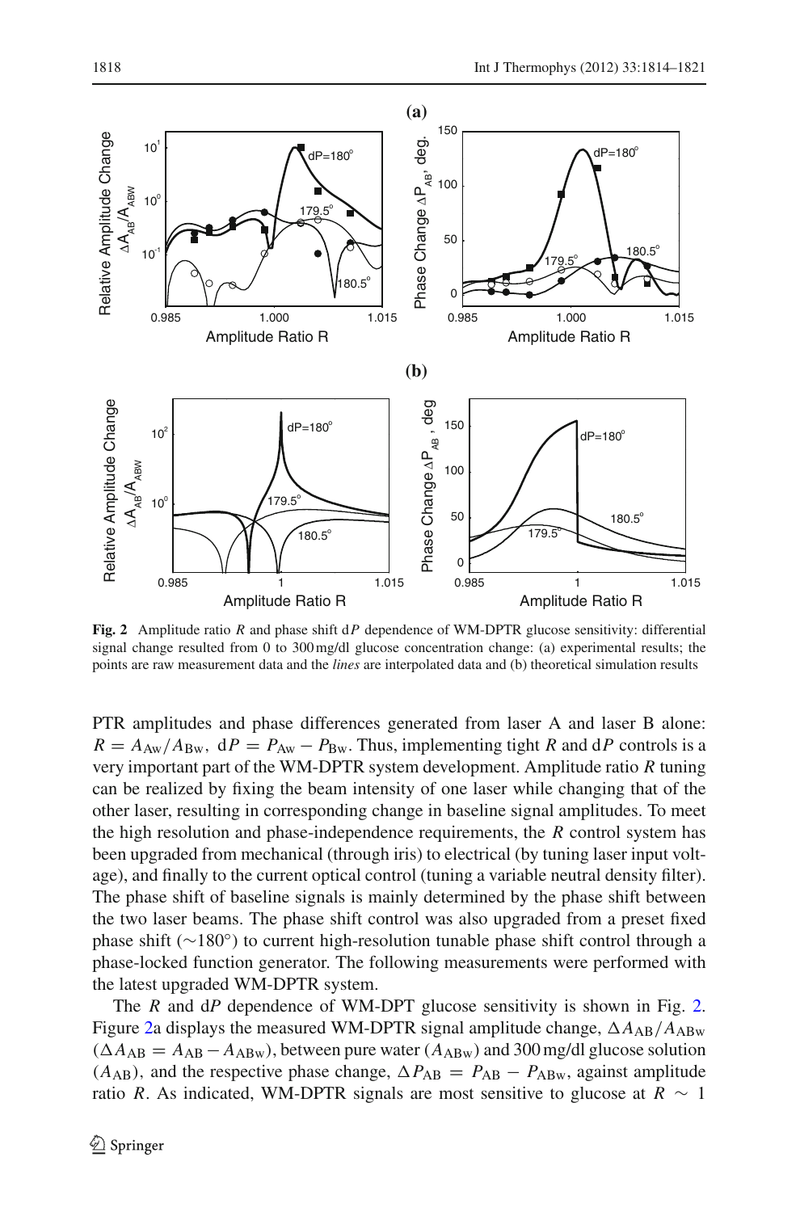**Fig. 2** Amplitude ratio $R$ and phase shift d$P$ dependence of WM-DPTR glucose sensitivity: differential signal change resulted from 0 to 300 mg/dl glucose concentration change: (a) experimental results; the points are raw measurement data and the *lines* are interpolated data and (b) theoretical simulation results

PTR amplitudes and phase differences generated from laser A and laser B alone: $R = A_{Aw}/A_{Bw}$, $dP = P_{Aw} - P_{Bw}$. Thus, implementing tight $R$ and d$P$ controls is a very important part of the WM-DPTR system development. Amplitude ratio $R$ tuning can be realized by fixing the beam intensity of one laser while changing that of the other laser, resulting in corresponding change in baseline signal amplitudes. To meet the high resolution and phase-independence requirements, the $R$ control system has been upgraded from mechanical (through iris) to electrical (by tuning laser input voltage), and finally to the current optical control (tuning a variable neutral density filter). The phase shift of baseline signals is mainly determined by the phase shift between the two laser beams. The phase shift control was also upgraded from a preset fixed phase shift ($\sim 180°$) to current high-resolution tunable phase shift control through a phase-locked function generator. The following measurements were performed with the latest upgraded WM-DPTR system.

The $R$ and d$P$ dependence of WM-DPT glucose sensitivity is shown in Fig. 2. Figure 2a displays the measured WM-DPTR signal amplitude change, $\Delta A_{AB}/A_{ABw}$ ($\Delta A_{AB} = A_{AB} - A_{ABw}$), between pure water ($A_{ABw}$) and 300 mg/dl glucose solution ($A_{AB}$), and the respective phase change, $\Delta P_{AB} = P_{AB} - P_{ABw}$, against amplitude ratio $R$. As indicated, WM-DPTR signals are most sensitive to glucose at $R \sim 1$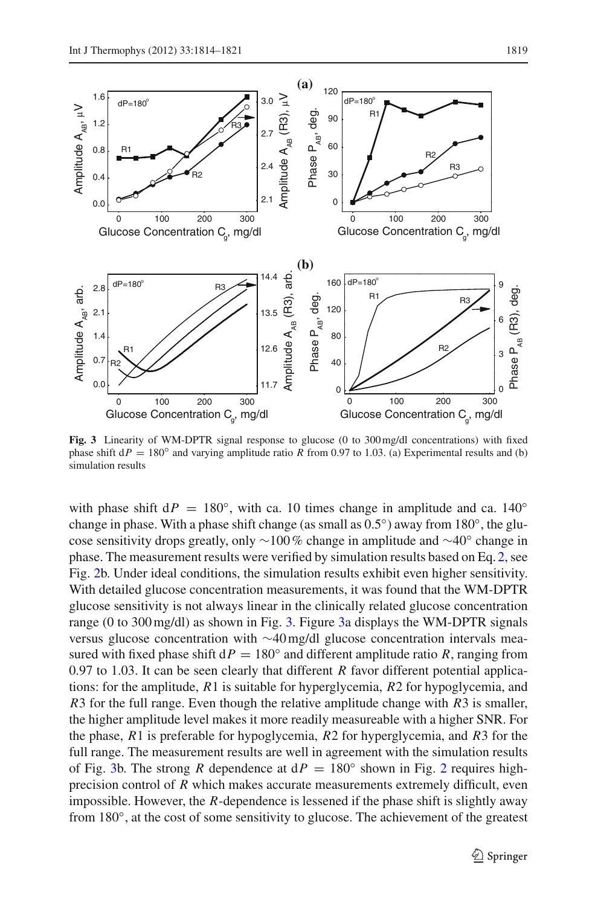**Fig. 3** Linearity of WM-DPTR signal response to glucose (0 to 300 mg/dl concentrations) with fixed phase shift $\mathrm{d}P = 180°$ and varying amplitude ratio $R$ from 0.97 to 1.03. (a) Experimental results and (b) simulation results

with phase shift $\mathrm{d}P = 180°$, with ca. 10 times change in amplitude and ca. 140° change in phase. With a phase shift change (as small as 0.5°) away from 180°, the glucose sensitivity drops greatly, only ∼100 % change in amplitude and ∼40° change in phase. The measurement results were verified by simulation results based on Eq. 2, see Fig. 2b. Under ideal conditions, the simulation results exhibit even higher sensitivity. With detailed glucose concentration measurements, it was found that the WM-DPTR glucose sensitivity is not always linear in the clinically related glucose concentration range (0 to 300 mg/dl) as shown in Fig. 3. Figure 3a displays the WM-DPTR signals versus glucose concentration with ∼40 mg/dl glucose concentration intervals measured with fixed phase shift $\mathrm{d}P = 180°$ and different amplitude ratio $R$, ranging from 0.97 to 1.03. It can be seen clearly that different $R$ favor different potential applications: for the amplitude, $R1$ is suitable for hyperglycemia, $R2$ for hypoglycemia, and $R3$ for the full range. Even though the relative amplitude change with $R3$ is smaller, the higher amplitude level makes it more readily measureable with a higher SNR. For the phase, $R1$ is preferable for hypoglycemia, $R2$ for hyperglycemia, and $R3$ for the full range. The measurement results are well in agreement with the simulation results of Fig. 3b. The strong $R$ dependence at $\mathrm{d}P = 180°$ shown in Fig. 2 requires high-precision control of $R$ which makes accurate measurements extremely difficult, even impossible. However, the $R$-dependence is lessened if the phase shift is slightly away from 180°, at the cost of some sensitivity to glucose. The achievement of the greatest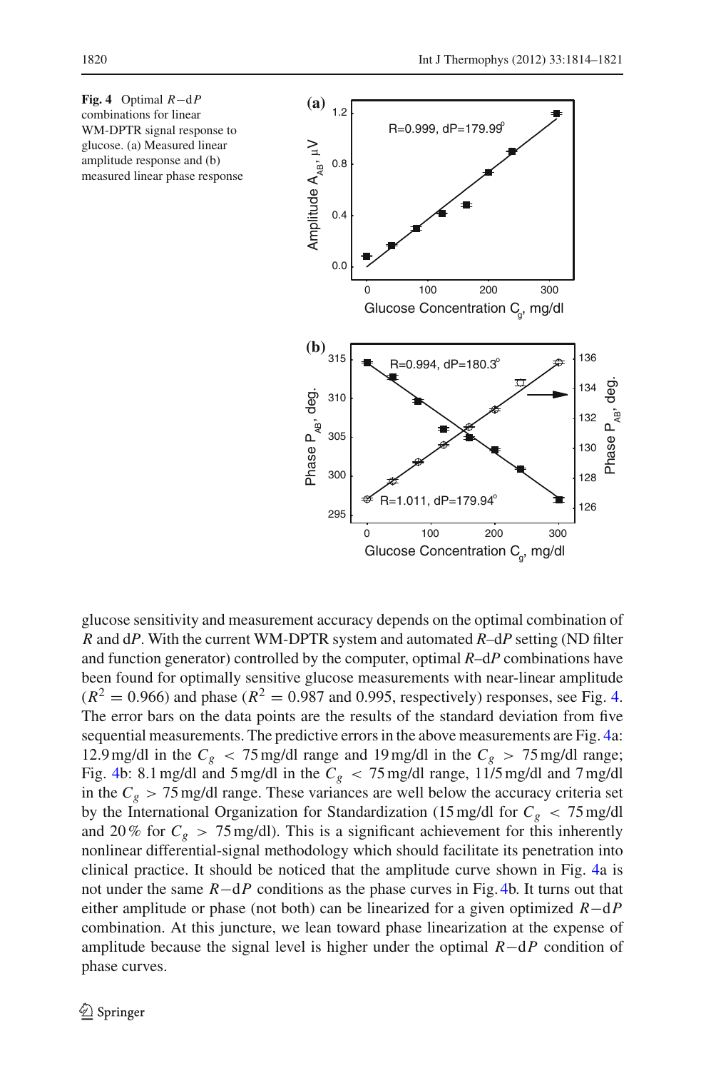**Fig. 4** Optimal $R-\mathrm{d}P$ combinations for linear WM-DPTR signal response to glucose. (a) Measured linear amplitude response and (b) measured linear phase response

glucose sensitivity and measurement accuracy depends on the optimal combination of $R$ and d$P$. With the current WM-DPTR system and automated $R$–d$P$ setting (ND filter and function generator) controlled by the computer, optimal $R$–d$P$ combinations have been found for optimally sensitive glucose measurements with near-linear amplitude ($R^2 = 0.966$) and phase ($R^2 = 0.987$ and 0.995, respectively) responses, see Fig. 4. The error bars on the data points are the results of the standard deviation from five sequential measurements. The predictive errors in the above measurements are Fig. 4a: 12.9 mg/dl in the $C_g < 75$ mg/dl range and 19 mg/dl in the $C_g > 75$ mg/dl range; Fig. 4b: 8.1 mg/dl and 5 mg/dl in the $C_g < 75$ mg/dl range, 11/5 mg/dl and 7 mg/dl in the $C_g > 75$ mg/dl range. These variances are well below the accuracy criteria set by the International Organization for Standardization (15 mg/dl for $C_g < 75$ mg/dl and 20 % for $C_g > 75$ mg/dl). This is a significant achievement for this inherently nonlinear differential-signal methodology which should facilitate its penetration into clinical practice. It should be noticed that the amplitude curve shown in Fig. 4a is not under the same $R-\mathrm{d}P$ conditions as the phase curves in Fig. 4b. It turns out that either amplitude or phase (not both) can be linearized for a given optimized $R-\mathrm{d}P$ combination. At this juncture, we lean toward phase linearization at the expense of amplitude because the signal level is higher under the optimal $R-\mathrm{d}P$ condition of phase curves.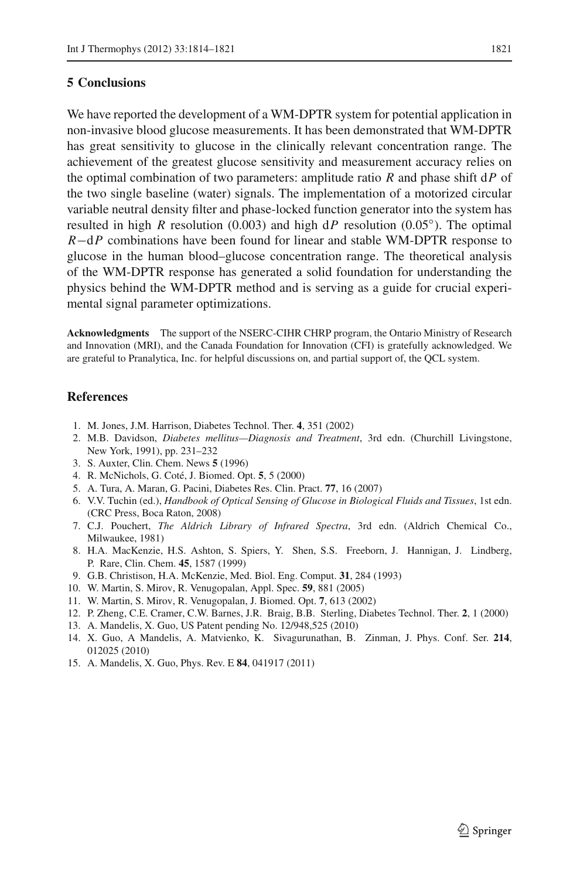## 5 Conclusions

We have reported the development of a WM-DPTR system for potential application in non-invasive blood glucose measurements. It has been demonstrated that WM-DPTR has great sensitivity to glucose in the clinically relevant concentration range. The achievement of the greatest glucose sensitivity and measurement accuracy relies on the optimal combination of two parameters: amplitude ratio $R$ and phase shift d$P$ of the two single baseline (water) signals. The implementation of a motorized circular variable neutral density filter and phase-locked function generator into the system has resulted in high $R$ resolution (0.003) and high d$P$ resolution (0.05°). The optimal $R-\mathrm{d}P$ combinations have been found for linear and stable WM-DPTR response to glucose in the human blood–glucose concentration range. The theoretical analysis of the WM-DPTR response has generated a solid foundation for understanding the physics behind the WM-DPTR method and is serving as a guide for crucial experimental signal parameter optimizations.

**Acknowledgments** The support of the NSERC-CIHR CHRP program, the Ontario Ministry of Research and Innovation (MRI), and the Canada Foundation for Innovation (CFI) is gratefully acknowledged. We are grateful to Pranalytica, Inc. for helpful discussions on, and partial support of, the QCL system.

## References

1. M. Jones, J.M. Harrison, Diabetes Technol. Ther. **4**, 351 (2002)
2. M.B. Davidson, *Diabetes mellitus—Diagnosis and Treatment*, 3rd edn. (Churchill Livingstone, New York, 1991), pp. 231–232
3. S. Auxter, Clin. Chem. News **5** (1996)
4. R. McNichols, G. Coté, J. Biomed. Opt. **5**, 5 (2000)
5. A. Tura, A. Maran, G. Pacini, Diabetes Res. Clin. Pract. **77**, 16 (2007)
6. V.V. Tuchin (ed.), *Handbook of Optical Sensing of Glucose in Biological Fluids and Tissues*, 1st edn. (CRC Press, Boca Raton, 2008)
7. C.J. Pouchert, *The Aldrich Library of Infrared Spectra*, 3rd edn. (Aldrich Chemical Co., Milwaukee, 1981)
8. H.A. MacKenzie, H.S. Ashton, S. Spiers, Y. Shen, S.S. Freeborn, J. Hannigan, J. Lindberg, P. Rare, Clin. Chem. **45**, 1587 (1999)
9. G.B. Christison, H.A. McKenzie, Med. Biol. Eng. Comput. **31**, 284 (1993)
10. W. Martin, S. Mirov, R. Venugopalan, Appl. Spec. **59**, 881 (2005)
11. W. Martin, S. Mirov, R. Venugopalan, J. Biomed. Opt. **7**, 613 (2002)
12. P. Zheng, C.E. Cramer, C.W. Barnes, J.R. Braig, B.B. Sterling, Diabetes Technol. Ther. **2**, 1 (2000)
13. A. Mandelis, X. Guo, US Patent pending No. 12/948,525 (2010)
14. X. Guo, A Mandelis, A. Matvienko, K. Sivagurunathan, B. Zinman, J. Phys. Conf. Ser. **214**, 012025 (2010)
15. A. Mandelis, X. Guo, Phys. Rev. E **84**, 041917 (2011)